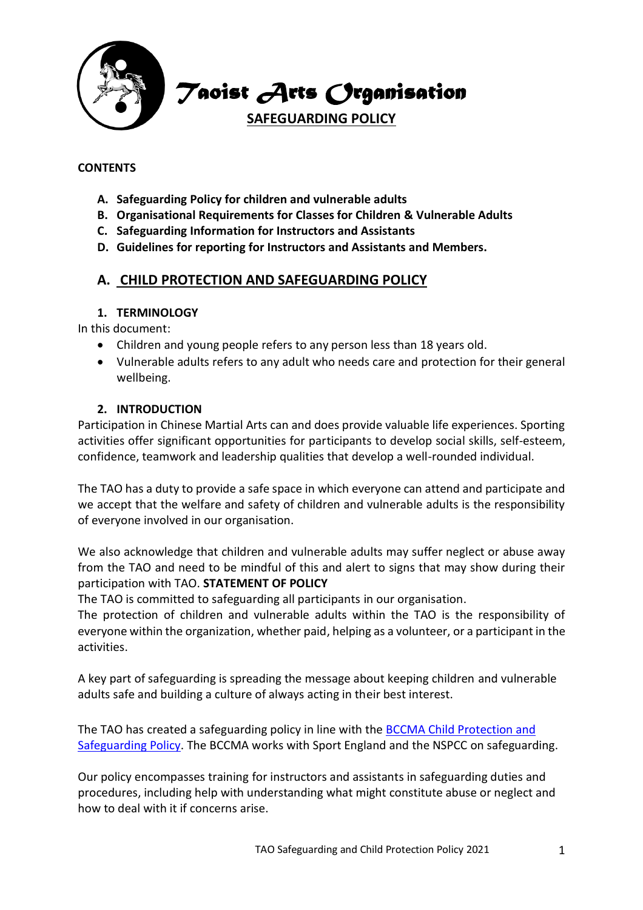# Taoist Arts Organisation

## SAFEGUARDING POLICY

**CONTENTS**

- **A. Safeguarding Policy for children and vulnerable adults**
- **B. Organisational Requirements for Classes for Children & Vulnerable Adults**
- **C. Safeguarding Information for Instructors and Assistants**
- **D. Guidelines for reporting for Instructors and Assistants and Members.**

## A. CHILD PROTECTION AND SAFEGUARDING POLICY

### 1. TERMINOLOGY

In this document:

- Children and young people refers to any person less than 18 years old.
- Vulnerable adults refers to any adult who needs care and protection for their general wellbeing.

### 2. INTRODUCTION

Participation in Chinese Martial Arts can and does provide valuable life experiences. Sporting activities offer significant opportunities for participants to develop social skills, self-esteem, confidence, teamwork and leadership qualities that develop a well-rounded individual.

The TAO has a duty to provide a safe space in which everyone can attend and participate and we accept that the welfare and safety of children and vulnerable adults is the responsibility of everyone involved in our organisation.

We also acknowledge that children and vulnerable adults may suffer neglect or abuse away from the TAO and need to be mindful of this and alert to signs that may show during their participation with TAO. **STATEMENT OF POLICY**

The TAO is committed to safeguarding all participants in our organisation.

The protection of children and vulnerable adults within the TAO is the responsibility of everyone within the organization, whether paid, helping as a volunteer, or a participant in the activities.

A key part of safeguarding is spreading the message about keeping children and vulnerable adults safe and building a culture of always acting in their best interest.

The TAO has created a safeguarding policy in line with the BCCMA Child Protection and Safeguarding Policy. The BCCMA works with Sport England and the NSPCC on safeguarding.

Our policy encompasses training for instructors and assistants in safeguarding duties and procedures, including help with understanding what might constitute abuse or neglect and how to deal with it if concerns arise.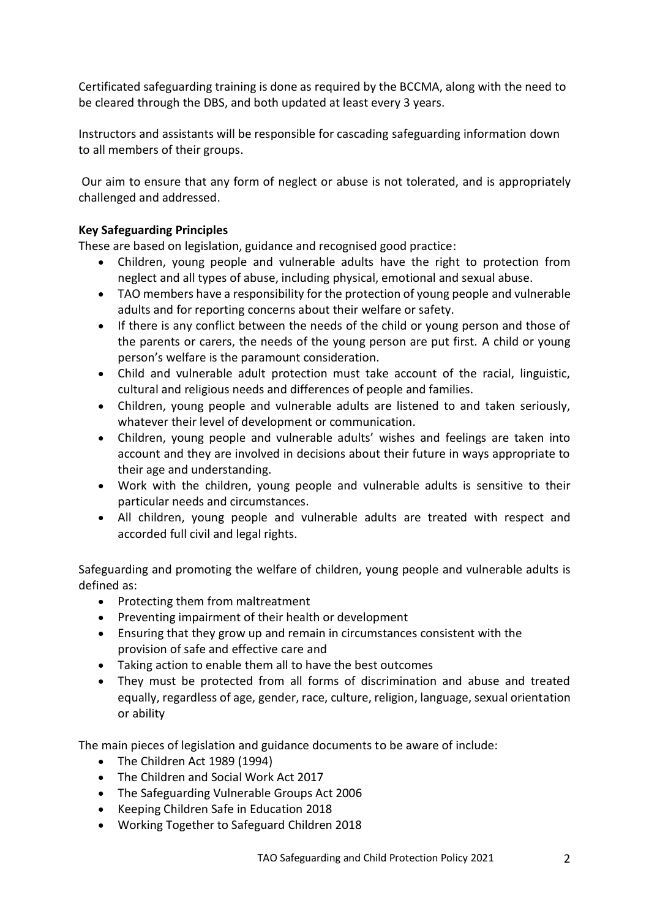Certificated safeguarding training is done as required by the BCCMA, along with the need to be cleared through the DBS, and both updated at least every 3 years.

Instructors and assistants will be responsible for cascading safeguarding information down to all members of their groups.

Our aim to ensure that any form of neglect or abuse is not tolerated, and is appropriately challenged and addressed.

**Key Safeguarding Principles**

These are based on legislation, guidance and recognised good practice:

- Children, young people and vulnerable adults have the right to protection from neglect and all types of abuse, including physical, emotional and sexual abuse.
- TAO members have a responsibility for the protection of young people and vulnerable adults and for reporting concerns about their welfare or safety.
- If there is any conflict between the needs of the child or young person and those of the parents or carers, the needs of the young person are put first. A child or young person's welfare is the paramount consideration.
- Child and vulnerable adult protection must take account of the racial, linguistic, cultural and religious needs and differences of people and families.
- Children, young people and vulnerable adults are listened to and taken seriously, whatever their level of development or communication.
- Children, young people and vulnerable adults' wishes and feelings are taken into account and they are involved in decisions about their future in ways appropriate to their age and understanding.
- Work with the children, young people and vulnerable adults is sensitive to their particular needs and circumstances.
- All children, young people and vulnerable adults are treated with respect and accorded full civil and legal rights.

Safeguarding and promoting the welfare of children, young people and vulnerable adults is defined as:

- Protecting them from maltreatment
- Preventing impairment of their health or development
- Ensuring that they grow up and remain in circumstances consistent with the provision of safe and effective care and
- Taking action to enable them all to have the best outcomes
- They must be protected from all forms of discrimination and abuse and treated equally, regardless of age, gender, race, culture, religion, language, sexual orientation or ability

The main pieces of legislation and guidance documents to be aware of include:

- The Children Act 1989 (1994)
- The Children and Social Work Act 2017
- The Safeguarding Vulnerable Groups Act 2006
- Keeping Children Safe in Education 2018
- Working Together to Safeguard Children 2018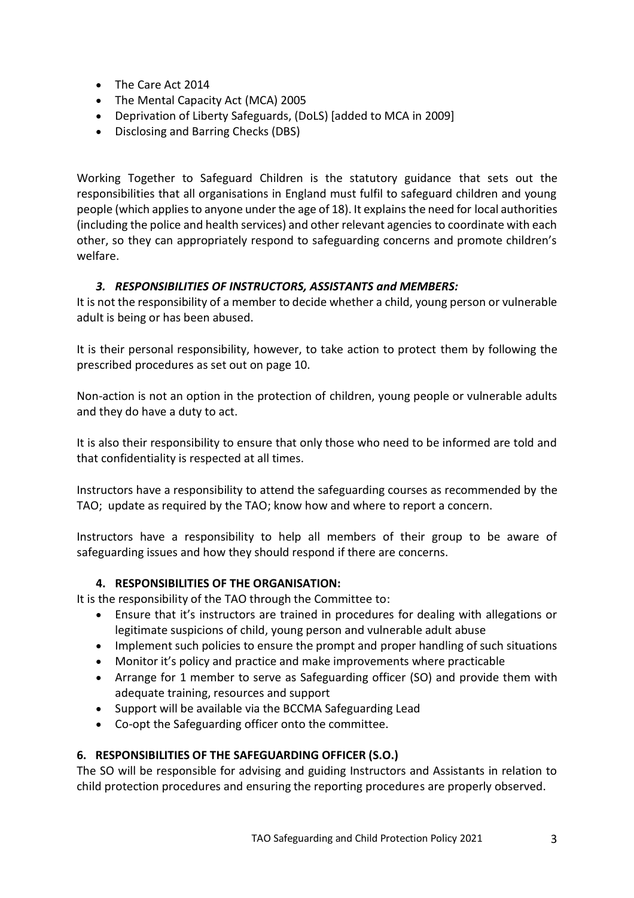- The Care Act 2014
- The Mental Capacity Act (MCA) 2005
- Deprivation of Liberty Safeguards, (DoLS) [added to MCA in 2009]
- Disclosing and Barring Checks (DBS)

Working Together to Safeguard Children is the statutory guidance that sets out the responsibilities that all organisations in England must fulfil to safeguard children and young people (which applies to anyone under the age of 18). It explains the need for local authorities (including the police and health services) and other relevant agencies to coordinate with each other, so they can appropriately respond to safeguarding concerns and promote children's welfare.

### *3. RESPONSIBILITIES OF INSTRUCTORS, ASSISTANTS and MEMBERS:*

It is not the responsibility of a member to decide whether a child, young person or vulnerable adult is being or has been abused.

It is their personal responsibility, however, to take action to protect them by following the prescribed procedures as set out on page 10.

Non-action is not an option in the protection of children, young people or vulnerable adults and they do have a duty to act.

It is also their responsibility to ensure that only those who need to be informed are told and that confidentiality is respected at all times.

Instructors have a responsibility to attend the safeguarding courses as recommended by the TAO; update as required by the TAO; know how and where to report a concern.

Instructors have a responsibility to help all members of their group to be aware of safeguarding issues and how they should respond if there are concerns.

### 4. RESPONSIBILITIES OF THE ORGANISATION:

It is the responsibility of the TAO through the Committee to:

- Ensure that it's instructors are trained in procedures for dealing with allegations or legitimate suspicions of child, young person and vulnerable adult abuse
- Implement such policies to ensure the prompt and proper handling of such situations
- Monitor it's policy and practice and make improvements where practicable
- Arrange for 1 member to serve as Safeguarding officer (SO) and provide them with adequate training, resources and support
- Support will be available via the BCCMA Safeguarding Lead
- Co-opt the Safeguarding officer onto the committee.

### 6. RESPONSIBILITIES OF THE SAFEGUARDING OFFICER (S.O.)

The SO will be responsible for advising and guiding Instructors and Assistants in relation to child protection procedures and ensuring the reporting procedures are properly observed.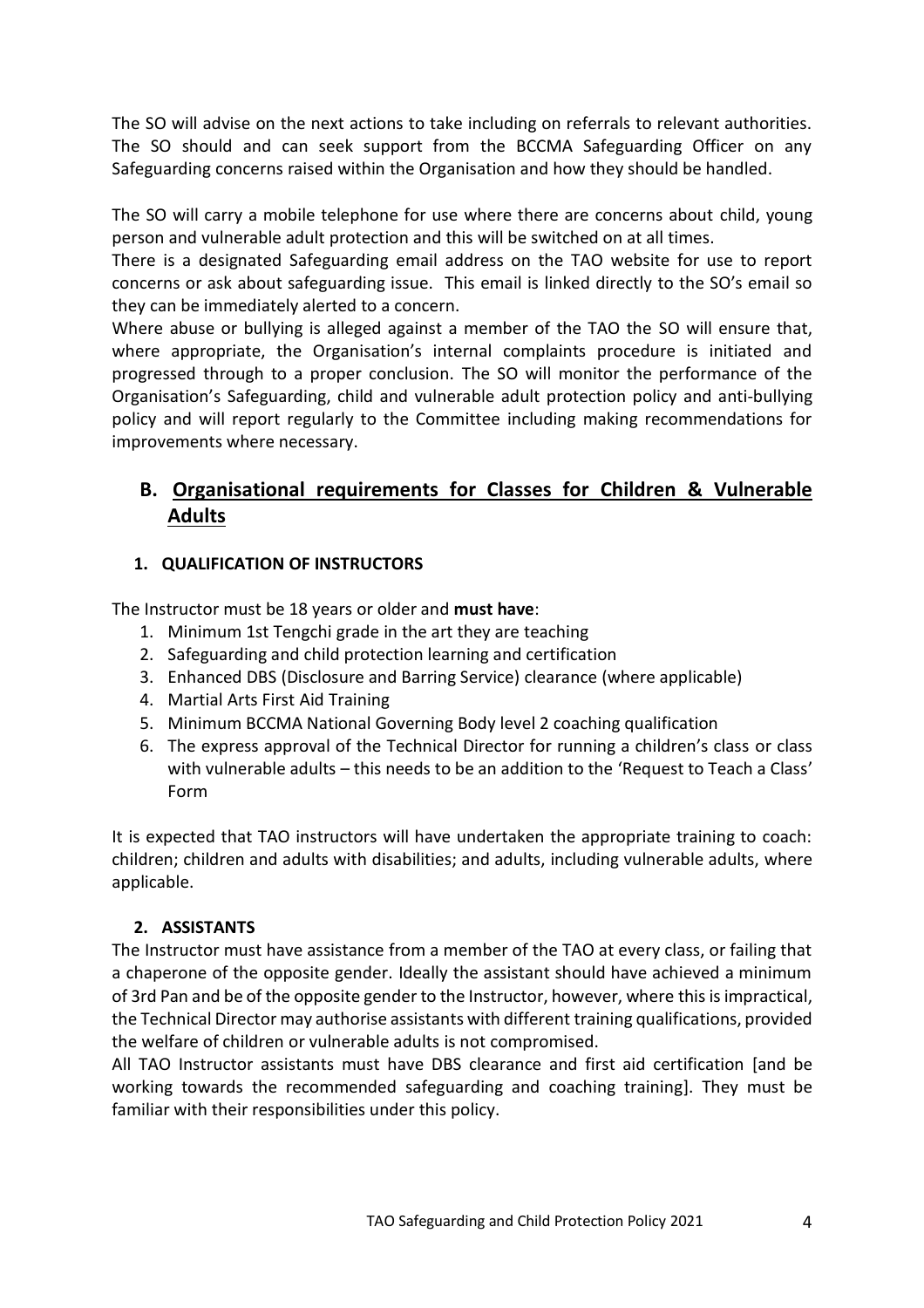The SO will advise on the next actions to take including on referrals to relevant authorities. The SO should and can seek support from the BCCMA Safeguarding Officer on any Safeguarding concerns raised within the Organisation and how they should be handled.

The SO will carry a mobile telephone for use where there are concerns about child, young person and vulnerable adult protection and this will be switched on at all times.
There is a designated Safeguarding email address on the TAO website for use to report concerns or ask about safeguarding issue. This email is linked directly to the SO's email so they can be immediately alerted to a concern.
Where abuse or bullying is alleged against a member of the TAO the SO will ensure that, where appropriate, the Organisation's internal complaints procedure is initiated and progressed through to a proper conclusion. The SO will monitor the performance of the Organisation's Safeguarding, child and vulnerable adult protection policy and anti-bullying policy and will report regularly to the Committee including making recommendations for improvements where necessary.

## B. Organisational requirements for Classes for Children & Vulnerable Adults

### 1. QUALIFICATION OF INSTRUCTORS

The Instructor must be 18 years or older and **must have**:

1. Minimum 1st Tengchi grade in the art they are teaching
2. Safeguarding and child protection learning and certification
3. Enhanced DBS (Disclosure and Barring Service) clearance (where applicable)
4. Martial Arts First Aid Training
5. Minimum BCCMA National Governing Body level 2 coaching qualification
6. The express approval of the Technical Director for running a children's class or class with vulnerable adults – this needs to be an addition to the 'Request to Teach a Class' Form

It is expected that TAO instructors will have undertaken the appropriate training to coach: children; children and adults with disabilities; and adults, including vulnerable adults, where applicable.

### 2. ASSISTANTS

The Instructor must have assistance from a member of the TAO at every class, or failing that a chaperone of the opposite gender. Ideally the assistant should have achieved a minimum of 3rd Pan and be of the opposite gender to the Instructor, however, where this is impractical, the Technical Director may authorise assistants with different training qualifications, provided the welfare of children or vulnerable adults is not compromised.
All TAO Instructor assistants must have DBS clearance and first aid certification [and be working towards the recommended safeguarding and coaching training]. They must be familiar with their responsibilities under this policy.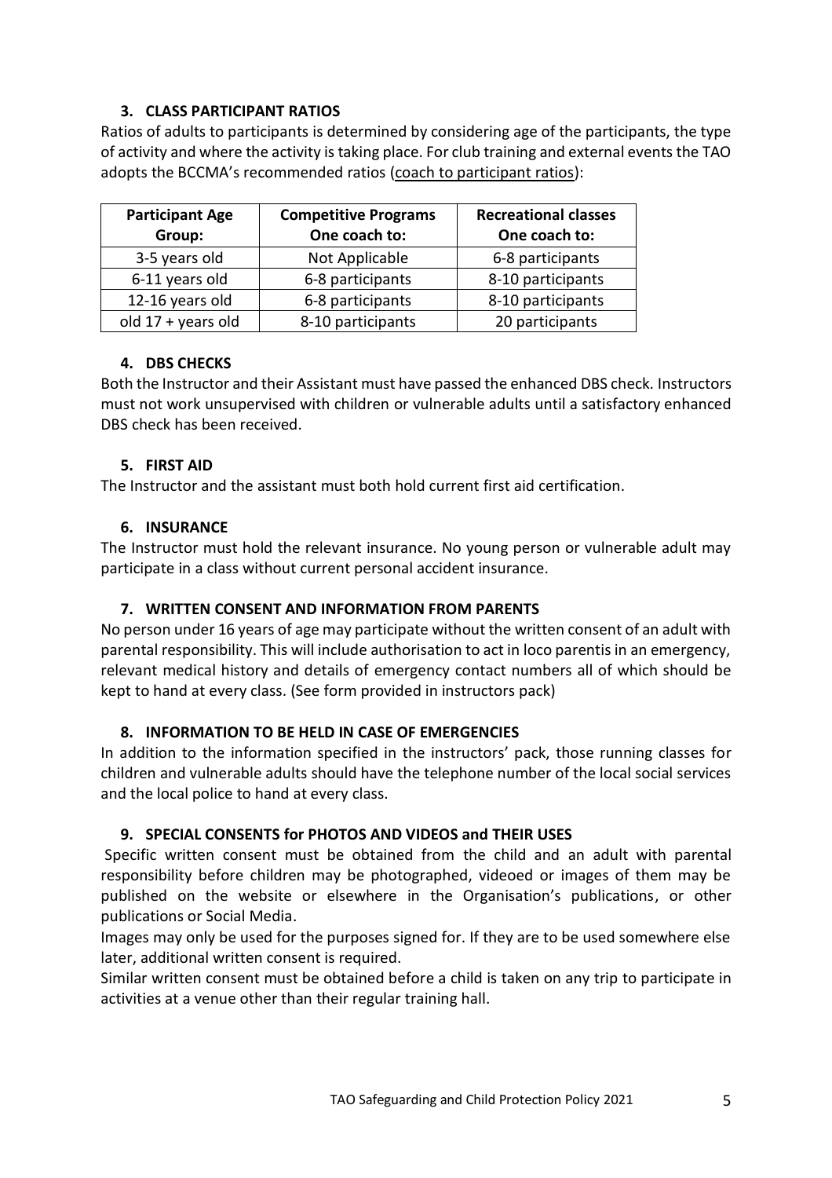### 3. CLASS PARTICIPANT RATIOS

Ratios of adults to participants is determined by considering age of the participants, the type of activity and where the activity is taking place. For club training and external events the TAO adopts the BCCMA's recommended ratios (coach to participant ratios):

| Participant Age Group: | Competitive Programs One coach to: | Recreational classes One coach to: |
|---|---|---|
| 3-5 years old | Not Applicable | 6-8 participants |
| 6-11 years old | 6-8 participants | 8-10 participants |
| 12-16 years old | 6-8 participants | 8-10 participants |
| old 17 + years old | 8-10 participants | 20 participants |

### 4. DBS CHECKS

Both the Instructor and their Assistant must have passed the enhanced DBS check. Instructors must not work unsupervised with children or vulnerable adults until a satisfactory enhanced DBS check has been received.

### 5. FIRST AID

The Instructor and the assistant must both hold current first aid certification.

### 6. INSURANCE

The Instructor must hold the relevant insurance. No young person or vulnerable adult may participate in a class without current personal accident insurance.

### 7. WRITTEN CONSENT AND INFORMATION FROM PARENTS

No person under 16 years of age may participate without the written consent of an adult with parental responsibility. This will include authorisation to act in loco parentis in an emergency, relevant medical history and details of emergency contact numbers all of which should be kept to hand at every class. (See form provided in instructors pack)

### 8. INFORMATION TO BE HELD IN CASE OF EMERGENCIES

In addition to the information specified in the instructors' pack, those running classes for children and vulnerable adults should have the telephone number of the local social services and the local police to hand at every class.

### 9. SPECIAL CONSENTS for PHOTOS AND VIDEOS and THEIR USES

Specific written consent must be obtained from the child and an adult with parental responsibility before children may be photographed, videoed or images of them may be published on the website or elsewhere in the Organisation's publications, or other publications or Social Media.

Images may only be used for the purposes signed for. If they are to be used somewhere else later, additional written consent is required.

Similar written consent must be obtained before a child is taken on any trip to participate in activities at a venue other than their regular training hall.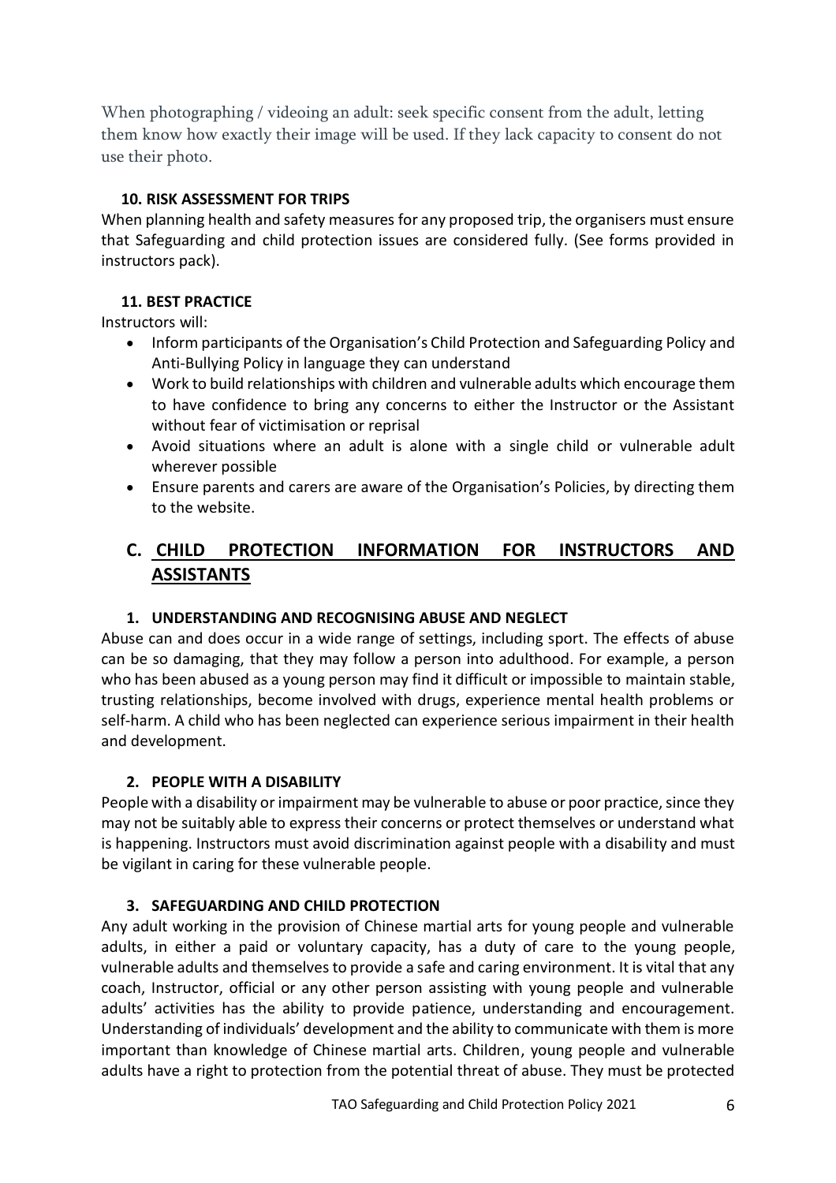When photographing / videoing an adult: seek specific consent from the adult, letting them know how exactly their image will be used. If they lack capacity to consent do not use their photo.

### 10. RISK ASSESSMENT FOR TRIPS

When planning health and safety measures for any proposed trip, the organisers must ensure that Safeguarding and child protection issues are considered fully. (See forms provided in instructors pack).

### 11. BEST PRACTICE

Instructors will:

- Inform participants of the Organisation's Child Protection and Safeguarding Policy and Anti-Bullying Policy in language they can understand
- Work to build relationships with children and vulnerable adults which encourage them to have confidence to bring any concerns to either the Instructor or the Assistant without fear of victimisation or reprisal
- Avoid situations where an adult is alone with a single child or vulnerable adult wherever possible
- Ensure parents and carers are aware of the Organisation's Policies, by directing them to the website.

## C. CHILD PROTECTION INFORMATION FOR INSTRUCTORS AND ASSISTANTS

### 1. UNDERSTANDING AND RECOGNISING ABUSE AND NEGLECT

Abuse can and does occur in a wide range of settings, including sport. The effects of abuse can be so damaging, that they may follow a person into adulthood. For example, a person who has been abused as a young person may find it difficult or impossible to maintain stable, trusting relationships, become involved with drugs, experience mental health problems or self-harm. A child who has been neglected can experience serious impairment in their health and development.

### 2. PEOPLE WITH A DISABILITY

People with a disability or impairment may be vulnerable to abuse or poor practice, since they may not be suitably able to express their concerns or protect themselves or understand what is happening. Instructors must avoid discrimination against people with a disability and must be vigilant in caring for these vulnerable people.

### 3. SAFEGUARDING AND CHILD PROTECTION

Any adult working in the provision of Chinese martial arts for young people and vulnerable adults, in either a paid or voluntary capacity, has a duty of care to the young people, vulnerable adults and themselves to provide a safe and caring environment. It is vital that any coach, Instructor, official or any other person assisting with young people and vulnerable adults' activities has the ability to provide patience, understanding and encouragement. Understanding of individuals' development and the ability to communicate with them is more important than knowledge of Chinese martial arts. Children, young people and vulnerable adults have a right to protection from the potential threat of abuse. They must be protected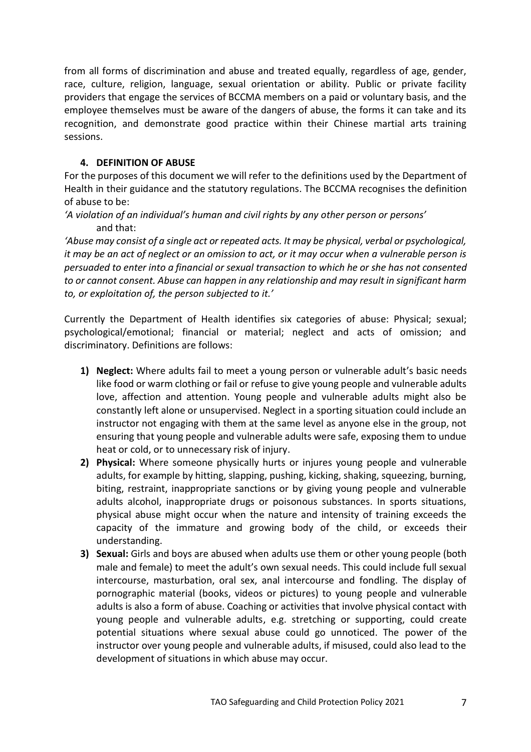from all forms of discrimination and abuse and treated equally, regardless of age, gender, race, culture, religion, language, sexual orientation or ability. Public or private facility providers that engage the services of BCCMA members on a paid or voluntary basis, and the employee themselves must be aware of the dangers of abuse, the forms it can take and its recognition, and demonstrate good practice within their Chinese martial arts training sessions.

## 4. DEFINITION OF ABUSE

For the purposes of this document we will refer to the definitions used by the Department of Health in their guidance and the statutory regulations. The BCCMA recognises the definition of abuse to be:

*'A violation of an individual's human and civil rights by any other person or persons'*
and that:
*'Abuse may consist of a single act or repeated acts. It may be physical, verbal or psychological, it may be an act of neglect or an omission to act, or it may occur when a vulnerable person is persuaded to enter into a financial or sexual transaction to which he or she has not consented to or cannot consent. Abuse can happen in any relationship and may result in significant harm to, or exploitation of, the person subjected to it.'*

Currently the Department of Health identifies six categories of abuse: Physical; sexual; psychological/emotional; financial or material; neglect and acts of omission; and discriminatory. Definitions are follows:

1) **Neglect:** Where adults fail to meet a young person or vulnerable adult's basic needs like food or warm clothing or fail or refuse to give young people and vulnerable adults love, affection and attention. Young people and vulnerable adults might also be constantly left alone or unsupervised. Neglect in a sporting situation could include an instructor not engaging with them at the same level as anyone else in the group, not ensuring that young people and vulnerable adults were safe, exposing them to undue heat or cold, or to unnecessary risk of injury.
2) **Physical:** Where someone physically hurts or injures young people and vulnerable adults, for example by hitting, slapping, pushing, kicking, shaking, squeezing, burning, biting, restraint, inappropriate sanctions or by giving young people and vulnerable adults alcohol, inappropriate drugs or poisonous substances. In sports situations, physical abuse might occur when the nature and intensity of training exceeds the capacity of the immature and growing body of the child, or exceeds their understanding.
3) **Sexual:** Girls and boys are abused when adults use them or other young people (both male and female) to meet the adult's own sexual needs. This could include full sexual intercourse, masturbation, oral sex, anal intercourse and fondling. The display of pornographic material (books, videos or pictures) to young people and vulnerable adults is also a form of abuse. Coaching or activities that involve physical contact with young people and vulnerable adults, e.g. stretching or supporting, could create potential situations where sexual abuse could go unnoticed. The power of the instructor over young people and vulnerable adults, if misused, could also lead to the development of situations in which abuse may occur.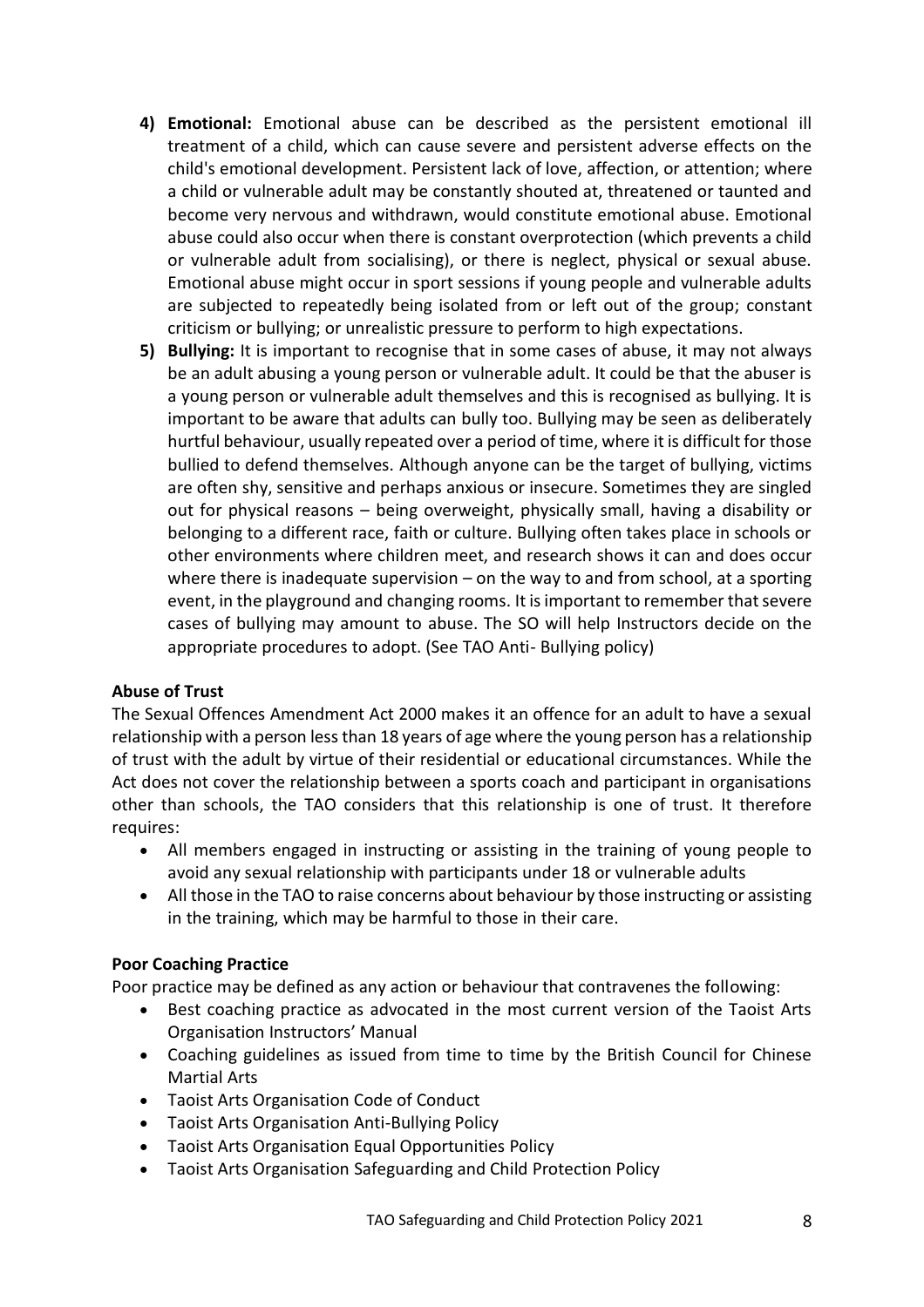4) **Emotional:** Emotional abuse can be described as the persistent emotional ill treatment of a child, which can cause severe and persistent adverse effects on the child's emotional development. Persistent lack of love, affection, or attention; where a child or vulnerable adult may be constantly shouted at, threatened or taunted and become very nervous and withdrawn, would constitute emotional abuse. Emotional abuse could also occur when there is constant overprotection (which prevents a child or vulnerable adult from socialising), or there is neglect, physical or sexual abuse. Emotional abuse might occur in sport sessions if young people and vulnerable adults are subjected to repeatedly being isolated from or left out of the group; constant criticism or bullying; or unrealistic pressure to perform to high expectations.

5) **Bullying:** It is important to recognise that in some cases of abuse, it may not always be an adult abusing a young person or vulnerable adult. It could be that the abuser is a young person or vulnerable adult themselves and this is recognised as bullying. It is important to be aware that adults can bully too. Bullying may be seen as deliberately hurtful behaviour, usually repeated over a period of time, where it is difficult for those bullied to defend themselves. Although anyone can be the target of bullying, victims are often shy, sensitive and perhaps anxious or insecure. Sometimes they are singled out for physical reasons – being overweight, physically small, having a disability or belonging to a different race, faith or culture. Bullying often takes place in schools or other environments where children meet, and research shows it can and does occur where there is inadequate supervision – on the way to and from school, at a sporting event, in the playground and changing rooms. It is important to remember that severe cases of bullying may amount to abuse. The SO will help Instructors decide on the appropriate procedures to adopt. (See TAO Anti- Bullying policy)

**Abuse of Trust**

The Sexual Offences Amendment Act 2000 makes it an offence for an adult to have a sexual relationship with a person less than 18 years of age where the young person has a relationship of trust with the adult by virtue of their residential or educational circumstances. While the Act does not cover the relationship between a sports coach and participant in organisations other than schools, the TAO considers that this relationship is one of trust. It therefore requires:

- All members engaged in instructing or assisting in the training of young people to avoid any sexual relationship with participants under 18 or vulnerable adults
- All those in the TAO to raise concerns about behaviour by those instructing or assisting in the training, which may be harmful to those in their care.

**Poor Coaching Practice**

Poor practice may be defined as any action or behaviour that contravenes the following:

- Best coaching practice as advocated in the most current version of the Taoist Arts Organisation Instructors' Manual
- Coaching guidelines as issued from time to time by the British Council for Chinese Martial Arts
- Taoist Arts Organisation Code of Conduct
- Taoist Arts Organisation Anti-Bullying Policy
- Taoist Arts Organisation Equal Opportunities Policy
- Taoist Arts Organisation Safeguarding and Child Protection Policy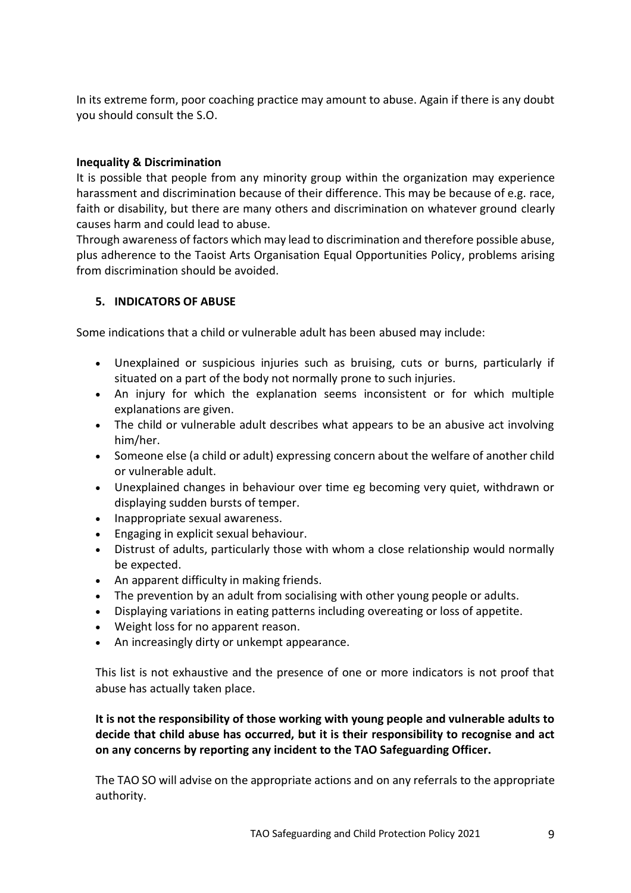In its extreme form, poor coaching practice may amount to abuse. Again if there is any doubt you should consult the S.O.

**Inequality & Discrimination**

It is possible that people from any minority group within the organization may experience harassment and discrimination because of their difference. This may be because of e.g. race, faith or disability, but there are many others and discrimination on whatever ground clearly causes harm and could lead to abuse.

Through awareness of factors which may lead to discrimination and therefore possible abuse, plus adherence to the Taoist Arts Organisation Equal Opportunities Policy, problems arising from discrimination should be avoided.

## 5. INDICATORS OF ABUSE

Some indications that a child or vulnerable adult has been abused may include:

- Unexplained or suspicious injuries such as bruising, cuts or burns, particularly if situated on a part of the body not normally prone to such injuries.
- An injury for which the explanation seems inconsistent or for which multiple explanations are given.
- The child or vulnerable adult describes what appears to be an abusive act involving him/her.
- Someone else (a child or adult) expressing concern about the welfare of another child or vulnerable adult.
- Unexplained changes in behaviour over time eg becoming very quiet, withdrawn or displaying sudden bursts of temper.
- Inappropriate sexual awareness.
- Engaging in explicit sexual behaviour.
- Distrust of adults, particularly those with whom a close relationship would normally be expected.
- An apparent difficulty in making friends.
- The prevention by an adult from socialising with other young people or adults.
- Displaying variations in eating patterns including overeating or loss of appetite.
- Weight loss for no apparent reason.
- An increasingly dirty or unkempt appearance.

This list is not exhaustive and the presence of one or more indicators is not proof that abuse has actually taken place.

**It is not the responsibility of those working with young people and vulnerable adults to decide that child abuse has occurred, but it is their responsibility to recognise and act on any concerns by reporting any incident to the TAO Safeguarding Officer.**

The TAO SO will advise on the appropriate actions and on any referrals to the appropriate authority.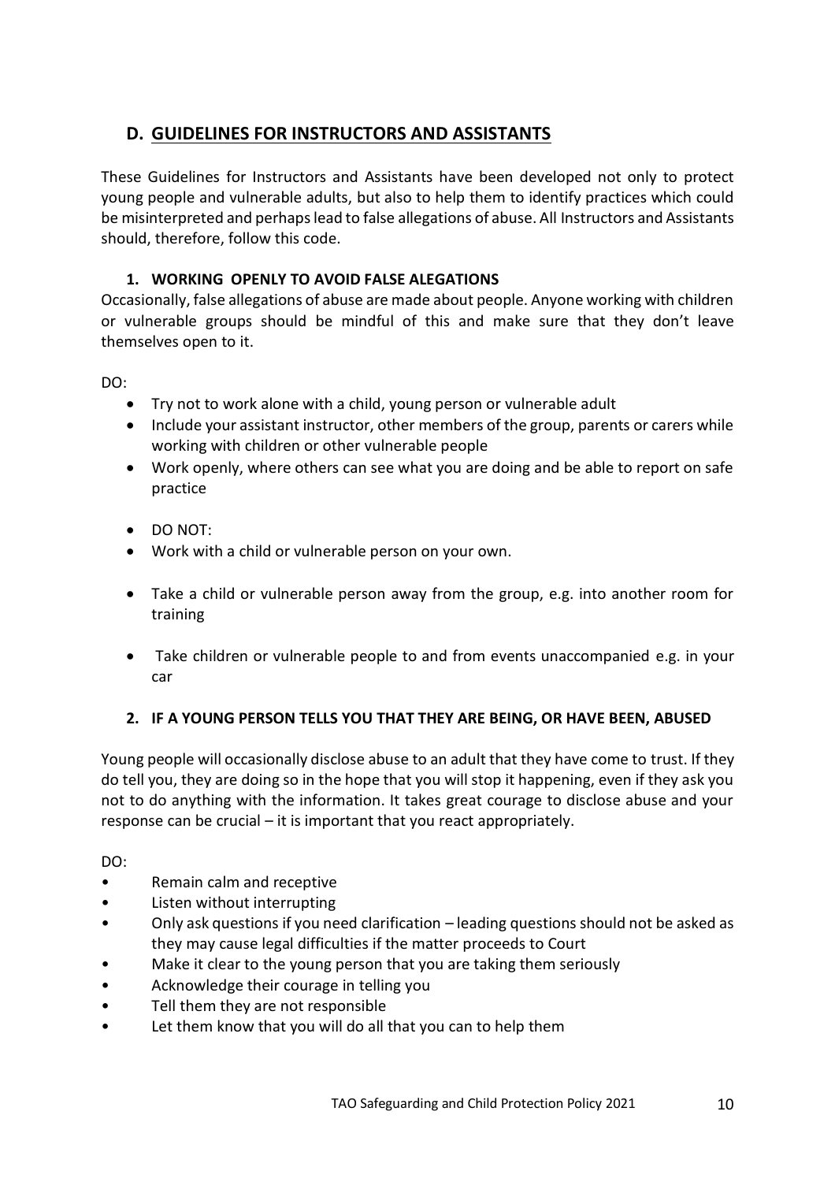## D. GUIDELINES FOR INSTRUCTORS AND ASSISTANTS

These Guidelines for Instructors and Assistants have been developed not only to protect young people and vulnerable adults, but also to help them to identify practices which could be misinterpreted and perhaps lead to false allegations of abuse. All Instructors and Assistants should, therefore, follow this code.

### 1. WORKING OPENLY TO AVOID FALSE ALEGATIONS

Occasionally, false allegations of abuse are made about people. Anyone working with children or vulnerable groups should be mindful of this and make sure that they don't leave themselves open to it.

DO:

- Try not to work alone with a child, young person or vulnerable adult
- Include your assistant instructor, other members of the group, parents or carers while working with children or other vulnerable people
- Work openly, where others can see what you are doing and be able to report on safe practice

- DO NOT:
- Work with a child or vulnerable person on your own.
- Take a child or vulnerable person away from the group, e.g. into another room for training
- Take children or vulnerable people to and from events unaccompanied e.g. in your car

### 2. IF A YOUNG PERSON TELLS YOU THAT THEY ARE BEING, OR HAVE BEEN, ABUSED

Young people will occasionally disclose abuse to an adult that they have come to trust. If they do tell you, they are doing so in the hope that you will stop it happening, even if they ask you not to do anything with the information. It takes great courage to disclose abuse and your response can be crucial – it is important that you react appropriately.

DO:

- Remain calm and receptive
- Listen without interrupting
- Only ask questions if you need clarification – leading questions should not be asked as they may cause legal difficulties if the matter proceeds to Court
- Make it clear to the young person that you are taking them seriously
- Acknowledge their courage in telling you
- Tell them they are not responsible
- Let them know that you will do all that you can to help them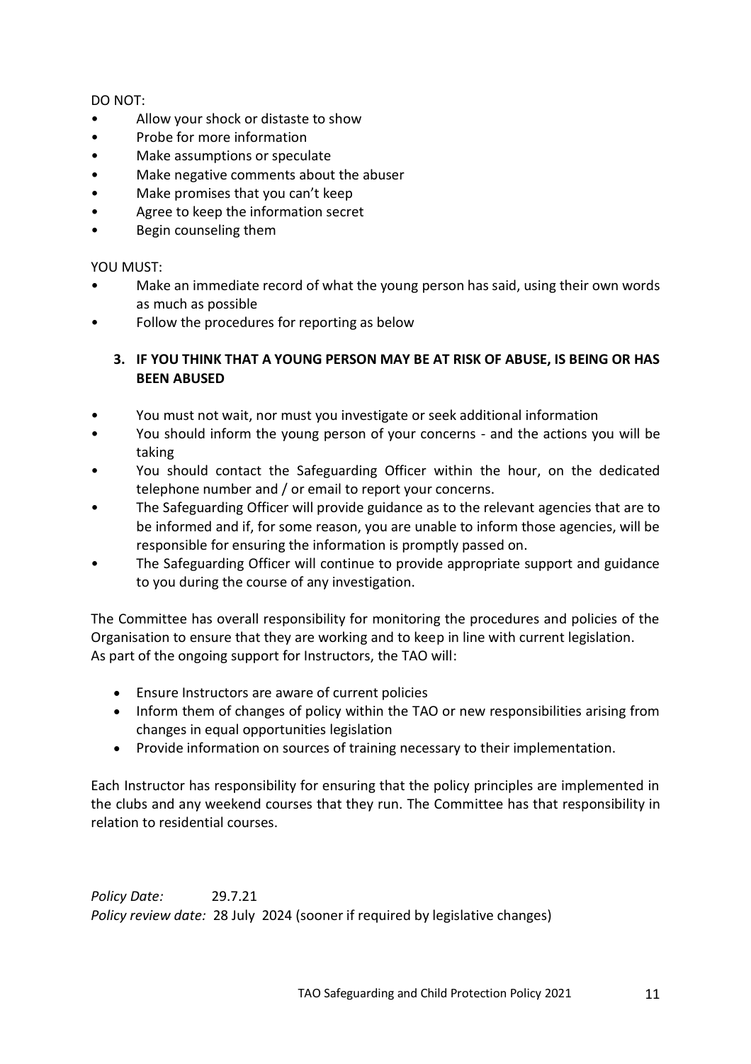DO NOT:

- Allow your shock or distaste to show
- Probe for more information
- Make assumptions or speculate
- Make negative comments about the abuser
- Make promises that you can't keep
- Agree to keep the information secret
- Begin counseling them

YOU MUST:

- Make an immediate record of what the young person has said, using their own words as much as possible
- Follow the procedures for reporting as below

### 3. IF YOU THINK THAT A YOUNG PERSON MAY BE AT RISK OF ABUSE, IS BEING OR HAS BEEN ABUSED

- You must not wait, nor must you investigate or seek additional information
- You should inform the young person of your concerns - and the actions you will be taking
- You should contact the Safeguarding Officer within the hour, on the dedicated telephone number and / or email to report your concerns.
- The Safeguarding Officer will provide guidance as to the relevant agencies that are to be informed and if, for some reason, you are unable to inform those agencies, will be responsible for ensuring the information is promptly passed on.
- The Safeguarding Officer will continue to provide appropriate support and guidance to you during the course of any investigation.

The Committee has overall responsibility for monitoring the procedures and policies of the Organisation to ensure that they are working and to keep in line with current legislation.
As part of the ongoing support for Instructors, the TAO will:

- Ensure Instructors are aware of current policies
- Inform them of changes of policy within the TAO or new responsibilities arising from changes in equal opportunities legislation
- Provide information on sources of training necessary to their implementation.

Each Instructor has responsibility for ensuring that the policy principles are implemented in the clubs and any weekend courses that they run. The Committee has that responsibility in relation to residential courses.

*Policy Date:* 29.7.21
*Policy review date:* 28 July 2024 (sooner if required by legislative changes)